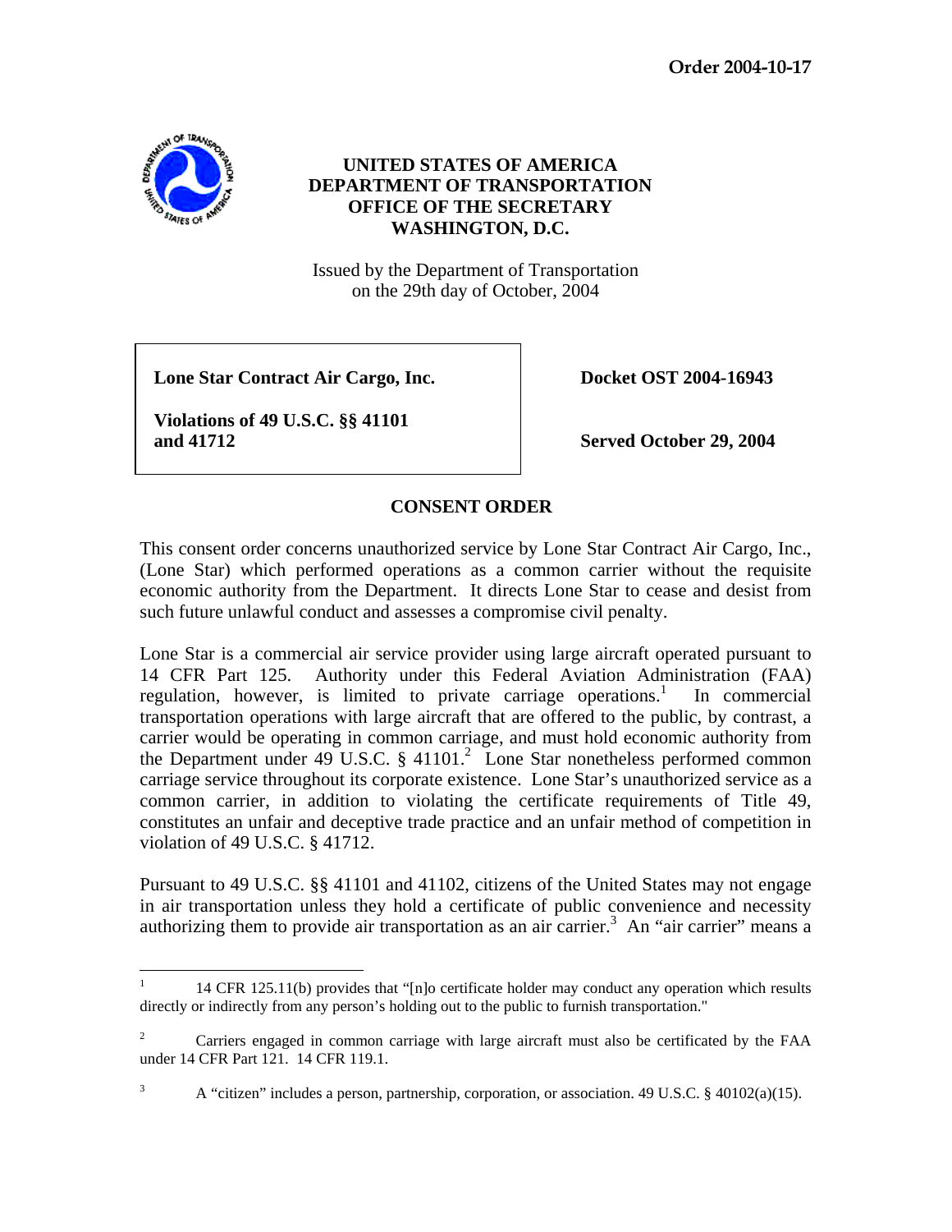**Order 2004-10-17**

**UNITED STATES OF AMERICA**
**DEPARTMENT OF TRANSPORTATION**
**OFFICE OF THE SECRETARY**
**WASHINGTON, D.C.**

Issued by the Department of Transportation
on the 29th day of October, 2004

| | |
|---|---|
| **Lone Star Contract Air Cargo, Inc.** | **Docket OST 2004-16943** |
| **Violations of 49 U.S.C. §§ 41101 and 41712** | **Served October 29, 2004** |

## CONSENT ORDER

This consent order concerns unauthorized service by Lone Star Contract Air Cargo, Inc., (Lone Star) which performed operations as a common carrier without the requisite economic authority from the Department. It directs Lone Star to cease and desist from such future unlawful conduct and assesses a compromise civil penalty.

Lone Star is a commercial air service provider using large aircraft operated pursuant to 14 CFR Part 125. Authority under this Federal Aviation Administration (FAA) regulation, however, is limited to private carriage operations.[1] In commercial transportation operations with large aircraft that are offered to the public, by contrast, a carrier would be operating in common carriage, and must hold economic authority from the Department under 49 U.S.C. § 41101.[2] Lone Star nonetheless performed common carriage service throughout its corporate existence. Lone Star's unauthorized service as a common carrier, in addition to violating the certificate requirements of Title 49, constitutes an unfair and deceptive trade practice and an unfair method of competition in violation of 49 U.S.C. § 41712.

Pursuant to 49 U.S.C. §§ 41101 and 41102, citizens of the United States may not engage in air transportation unless they hold a certificate of public convenience and necessity authorizing them to provide air transportation as an air carrier.[3] An "air carrier" means a

---

[1] 14 CFR 125.11(b) provides that "[n]o certificate holder may conduct any operation which results directly or indirectly from any person's holding out to the public to furnish transportation."

[2] Carriers engaged in common carriage with large aircraft must also be certificated by the FAA under 14 CFR Part 121. 14 CFR 119.1.

[3] A "citizen" includes a person, partnership, corporation, or association. 49 U.S.C. § 40102(a)(15).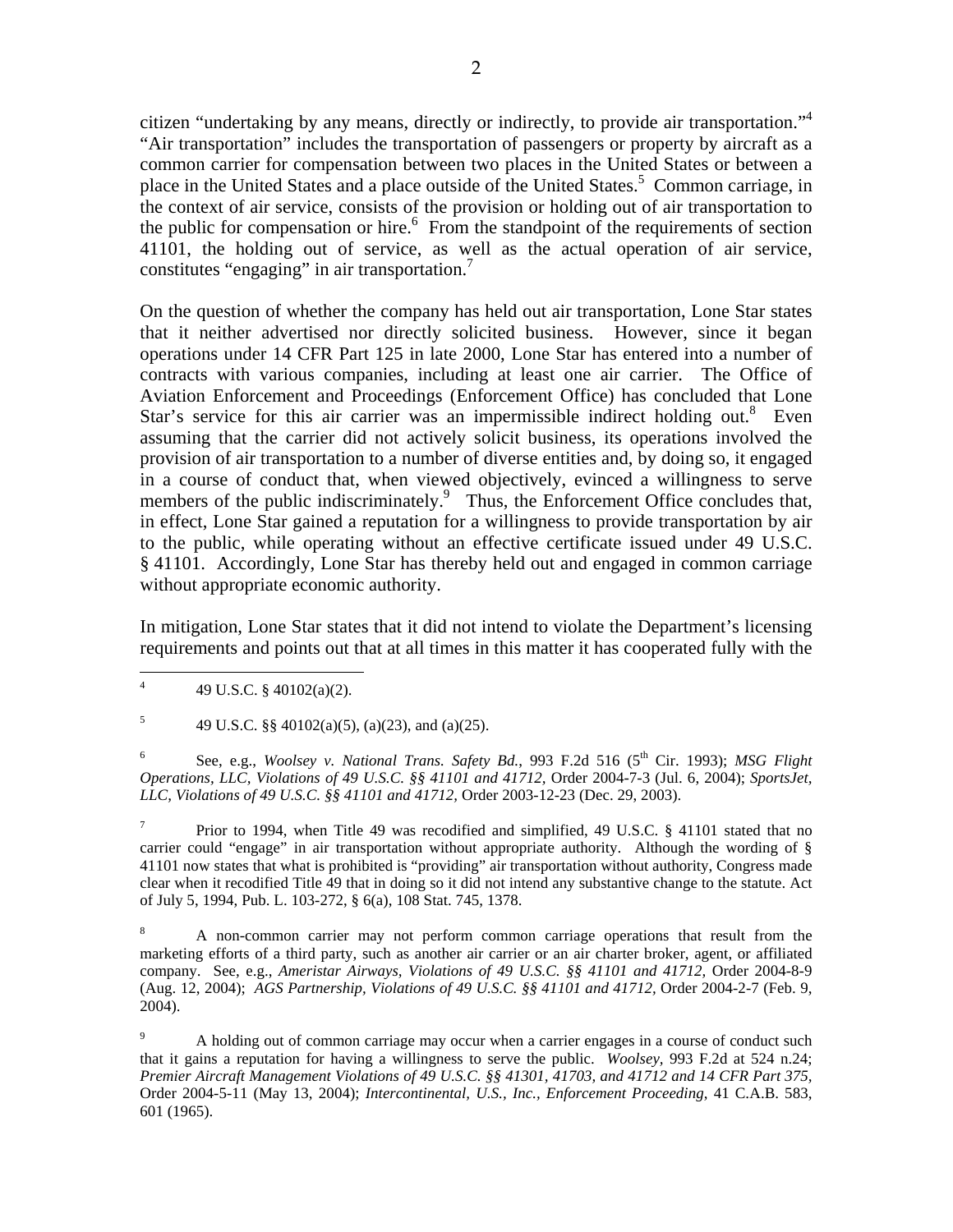citizen "undertaking by any means, directly or indirectly, to provide air transportation."[4] "Air transportation" includes the transportation of passengers or property by aircraft as a common carrier for compensation between two places in the United States or between a place in the United States and a place outside of the United States.[5] Common carriage, in the context of air service, consists of the provision or holding out of air transportation to the public for compensation or hire.[6] From the standpoint of the requirements of section 41101, the holding out of service, as well as the actual operation of air service, constitutes "engaging" in air transportation.[7]

On the question of whether the company has held out air transportation, Lone Star states that it neither advertised nor directly solicited business. However, since it began operations under 14 CFR Part 125 in late 2000, Lone Star has entered into a number of contracts with various companies, including at least one air carrier. The Office of Aviation Enforcement and Proceedings (Enforcement Office) has concluded that Lone Star's service for this air carrier was an impermissible indirect holding out.[8] Even assuming that the carrier did not actively solicit business, its operations involved the provision of air transportation to a number of diverse entities and, by doing so, it engaged in a course of conduct that, when viewed objectively, evinced a willingness to serve members of the public indiscriminately.[9] Thus, the Enforcement Office concludes that, in effect, Lone Star gained a reputation for a willingness to provide transportation by air to the public, while operating without an effective certificate issued under 49 U.S.C. § 41101. Accordingly, Lone Star has thereby held out and engaged in common carriage without appropriate economic authority.

In mitigation, Lone Star states that it did not intend to violate the Department's licensing requirements and points out that at all times in this matter it has cooperated fully with the

---

[4] 49 U.S.C. § 40102(a)(2).

[5] 49 U.S.C. §§ 40102(a)(5), (a)(23), and (a)(25).

[6] See, e.g., *Woolsey v. National Trans. Safety Bd.*, 993 F.2d 516 (5th Cir. 1993); *MSG Flight Operations, LLC, Violations of 49 U.S.C. §§ 41101 and 41712,* Order 2004-7-3 (Jul. 6, 2004); *SportsJet, LLC, Violations of 49 U.S.C. §§ 41101 and 41712,* Order 2003-12-23 (Dec. 29, 2003).

[7] Prior to 1994, when Title 49 was recodified and simplified, 49 U.S.C. § 41101 stated that no carrier could "engage" in air transportation without appropriate authority. Although the wording of § 41101 now states that what is prohibited is "providing" air transportation without authority, Congress made clear when it recodified Title 49 that in doing so it did not intend any substantive change to the statute. Act of July 5, 1994, Pub. L. 103-272, § 6(a), 108 Stat. 745, 1378.

[8] A non-common carrier may not perform common carriage operations that result from the marketing efforts of a third party, such as another air carrier or an air charter broker, agent, or affiliated company. See, e.g., *Ameristar Airways, Violations of 49 U.S.C. §§ 41101 and 41712,* Order 2004-8-9 (Aug. 12, 2004); *AGS Partnership, Violations of 49 U.S.C. §§ 41101 and 41712,* Order 2004-2-7 (Feb. 9, 2004).

[9] A holding out of common carriage may occur when a carrier engages in a course of conduct such that it gains a reputation for having a willingness to serve the public. *Woolsey,* 993 F.2d at 524 n.24; *Premier Aircraft Management Violations of 49 U.S.C. §§ 41301, 41703, and 41712 and 14 CFR Part 375,* Order 2004-5-11 (May 13, 2004); *Intercontinental, U.S., Inc., Enforcement Proceeding*, 41 C.A.B. 583, 601 (1965).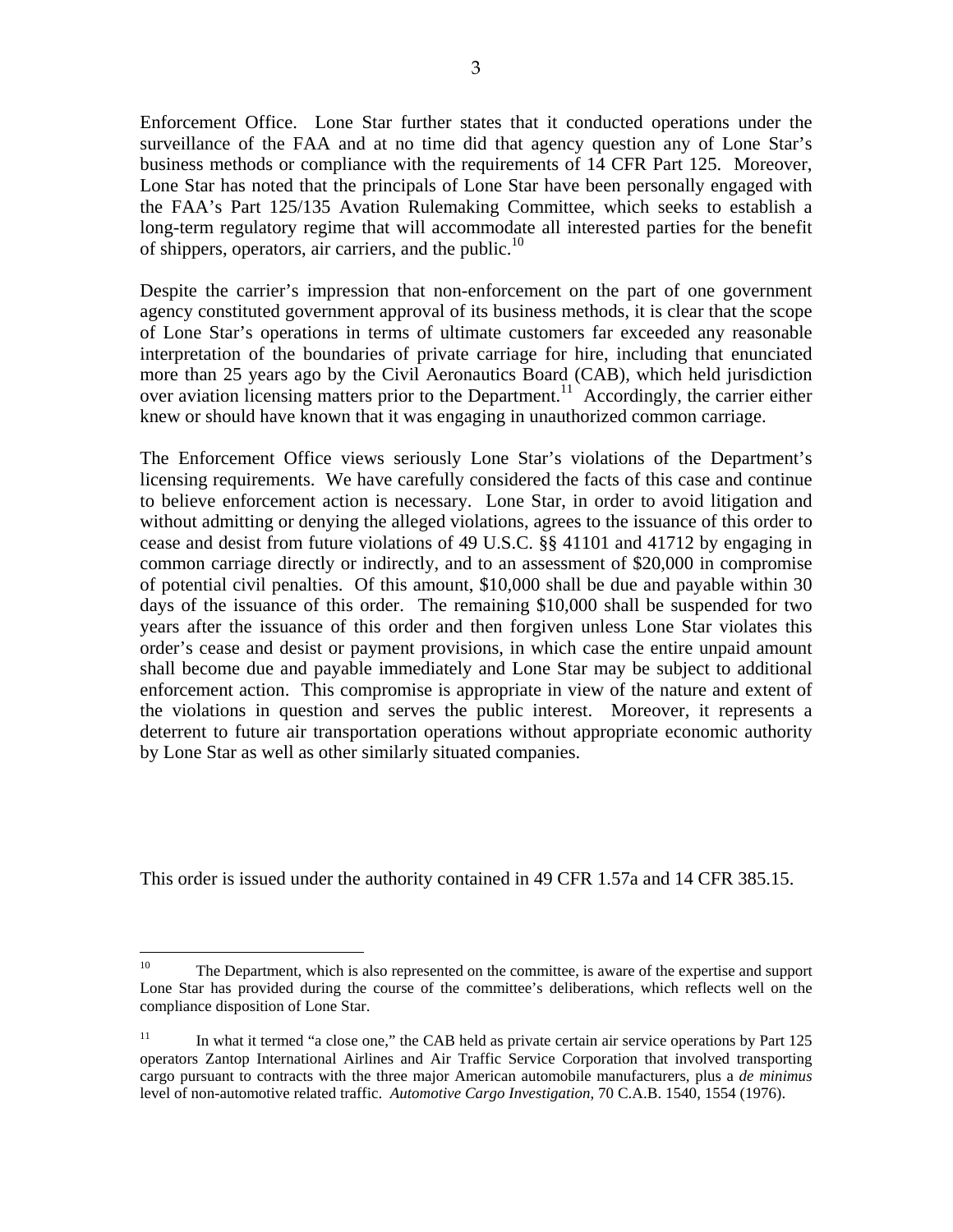Enforcement Office. Lone Star further states that it conducted operations under the surveillance of the FAA and at no time did that agency question any of Lone Star's business methods or compliance with the requirements of 14 CFR Part 125. Moreover, Lone Star has noted that the principals of Lone Star have been personally engaged with the FAA's Part 125/135 Avation Rulemaking Committee, which seeks to establish a long-term regulatory regime that will accommodate all interested parties for the benefit of shippers, operators, air carriers, and the public.[10]

Despite the carrier's impression that non-enforcement on the part of one government agency constituted government approval of its business methods, it is clear that the scope of Lone Star's operations in terms of ultimate customers far exceeded any reasonable interpretation of the boundaries of private carriage for hire, including that enunciated more than 25 years ago by the Civil Aeronautics Board (CAB), which held jurisdiction over aviation licensing matters prior to the Department.[11] Accordingly, the carrier either knew or should have known that it was engaging in unauthorized common carriage.

The Enforcement Office views seriously Lone Star's violations of the Department's licensing requirements. We have carefully considered the facts of this case and continue to believe enforcement action is necessary. Lone Star, in order to avoid litigation and without admitting or denying the alleged violations, agrees to the issuance of this order to cease and desist from future violations of 49 U.S.C. §§ 41101 and 41712 by engaging in common carriage directly or indirectly, and to an assessment of $20,000 in compromise of potential civil penalties. Of this amount, $10,000 shall be due and payable within 30 days of the issuance of this order. The remaining $10,000 shall be suspended for two years after the issuance of this order and then forgiven unless Lone Star violates this order's cease and desist or payment provisions, in which case the entire unpaid amount shall become due and payable immediately and Lone Star may be subject to additional enforcement action. This compromise is appropriate in view of the nature and extent of the violations in question and serves the public interest. Moreover, it represents a deterrent to future air transportation operations without appropriate economic authority by Lone Star as well as other similarly situated companies.

This order is issued under the authority contained in 49 CFR 1.57a and 14 CFR 385.15.

---

[10] The Department, which is also represented on the committee, is aware of the expertise and support Lone Star has provided during the course of the committee's deliberations, which reflects well on the compliance disposition of Lone Star.

[11] In what it termed "a close one," the CAB held as private certain air service operations by Part 125 operators Zantop International Airlines and Air Traffic Service Corporation that involved transporting cargo pursuant to contracts with the three major American automobile manufacturers, plus a *de minimus* level of non-automotive related traffic. *Automotive Cargo Investigation*, 70 C.A.B. 1540, 1554 (1976).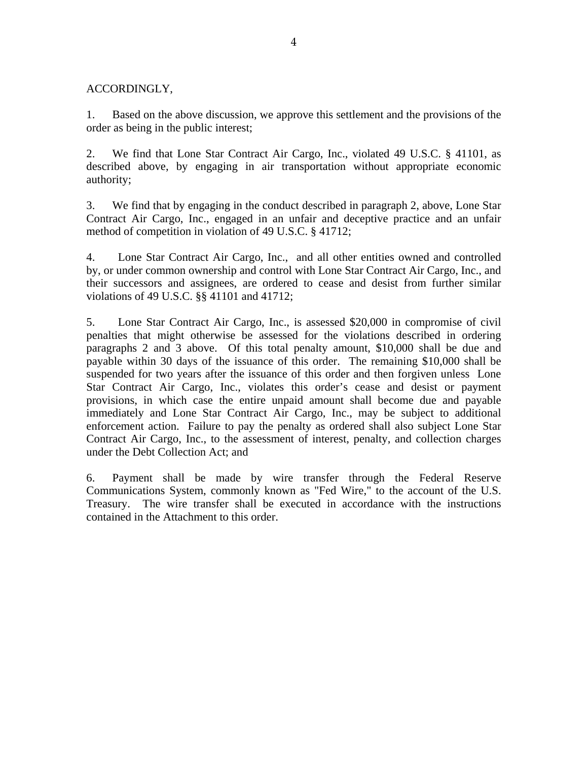ACCORDINGLY,

1. Based on the above discussion, we approve this settlement and the provisions of the order as being in the public interest;

2. We find that Lone Star Contract Air Cargo, Inc., violated 49 U.S.C. § 41101, as described above, by engaging in air transportation without appropriate economic authority;

3. We find that by engaging in the conduct described in paragraph 2, above, Lone Star Contract Air Cargo, Inc., engaged in an unfair and deceptive practice and an unfair method of competition in violation of 49 U.S.C. § 41712;

4. Lone Star Contract Air Cargo, Inc., and all other entities owned and controlled by, or under common ownership and control with Lone Star Contract Air Cargo, Inc., and their successors and assignees, are ordered to cease and desist from further similar violations of 49 U.S.C. §§ 41101 and 41712;

5. Lone Star Contract Air Cargo, Inc., is assessed $20,000 in compromise of civil penalties that might otherwise be assessed for the violations described in ordering paragraphs 2 and 3 above. Of this total penalty amount, $10,000 shall be due and payable within 30 days of the issuance of this order. The remaining $10,000 shall be suspended for two years after the issuance of this order and then forgiven unless Lone Star Contract Air Cargo, Inc., violates this order's cease and desist or payment provisions, in which case the entire unpaid amount shall become due and payable immediately and Lone Star Contract Air Cargo, Inc., may be subject to additional enforcement action. Failure to pay the penalty as ordered shall also subject Lone Star Contract Air Cargo, Inc., to the assessment of interest, penalty, and collection charges under the Debt Collection Act; and

6. Payment shall be made by wire transfer through the Federal Reserve Communications System, commonly known as "Fed Wire," to the account of the U.S. Treasury. The wire transfer shall be executed in accordance with the instructions contained in the Attachment to this order.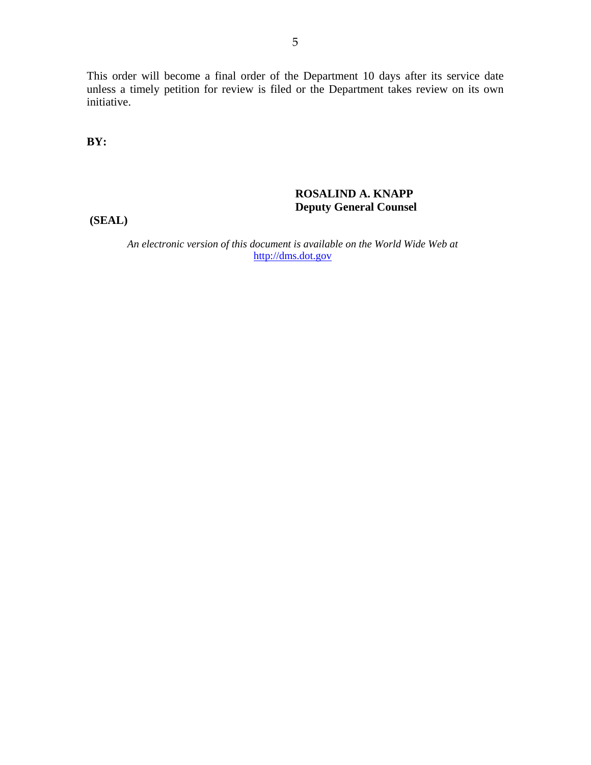This order will become a final order of the Department 10 days after its service date unless a timely petition for review is filed or the Department takes review on its own initiative.

**BY:**

**ROSALIND A. KNAPP**
**Deputy General Counsel**

**(SEAL)**

*An electronic version of this document is available on the World Wide Web at* http://dms.dot.gov